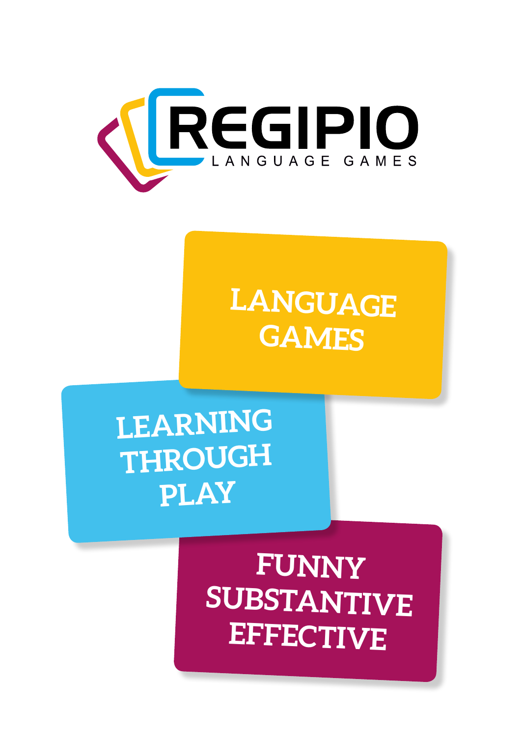# REGIPIO

LANGUAGE GAMES

## LANGUAGE GAMES

## LEARNING THROUGH PLAY

## FUNNY SUBSTANTIVE EFFECTIVE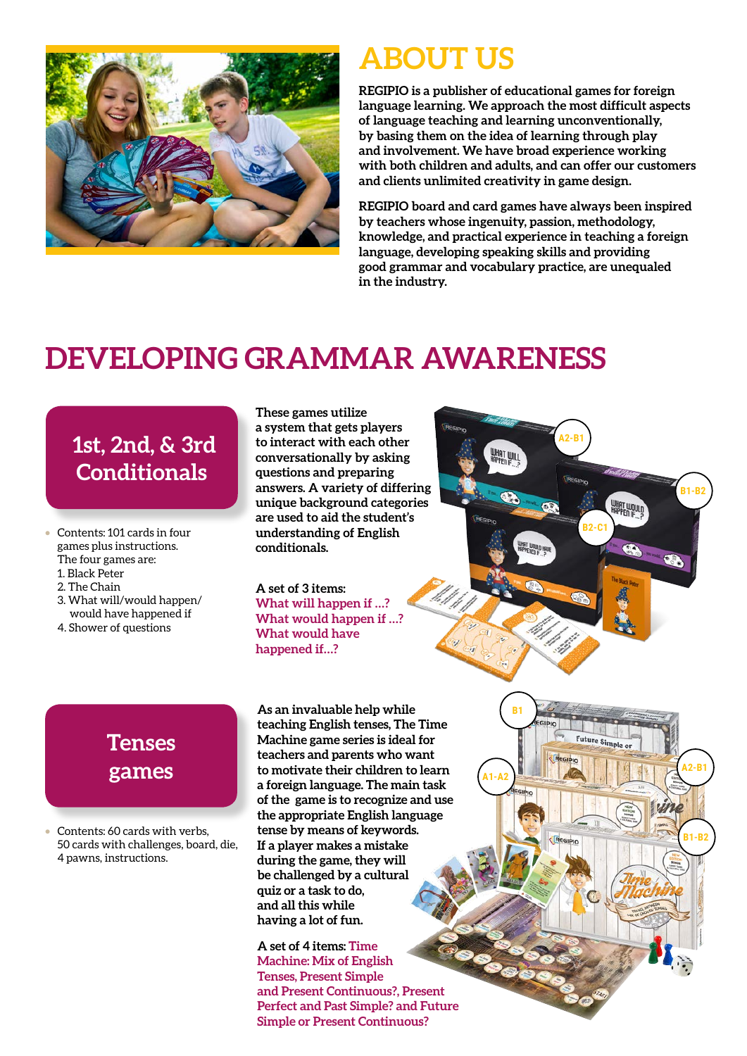# ABOUT US

**REGIPIO is a publisher of educational games for foreign language learning. We approach the most difficult aspects of language teaching and learning unconventionally, by basing them on the idea of learning through play and involvement. We have broad experience working with both children and adults, and can offer our customers and clients unlimited creativity in game design.**

**REGIPIO board and card games have always been inspired by teachers whose ingenuity, passion, methodology, knowledge, and practical experience in teaching a foreign language, developing speaking skills and providing good grammar and vocabulary practice, are unequaled in the industry.**

# DEVELOPING GRAMMAR AWARENESS

## 1st, 2nd, & 3rd Conditionals

- Contents: 101 cards in four games plus instructions. The four games are:
  1. Black Peter
  2. The Chain
  3. What will/would happen/ would have happened if
  4. Shower of questions

**These games utilize a system that gets players to interact with each other conversationally by asking questions and preparing answers. A variety of differing unique background categories are used to aid the student's understanding of English conditionals.**

**A set of 3 items:**
**What will happen if ...?**
**What would happen if ...?**
**What would have happened if...?**

A2-B1 · B1-B2 · B2-C1

## Tenses games

- Contents: 60 cards with verbs, 50 cards with challenges, board, die, 4 pawns, instructions.

**As an invaluable help while teaching English tenses, The Time Machine game series is ideal for teachers and parents who want to motivate their children to learn a foreign language. The main task of the game is to recognize and use the appropriate English language tense by means of keywords. If a player makes a mistake during the game, they will be challenged by a cultural quiz or a task to do, and all this while having a lot of fun.**

**A set of 4 items: Time Machine: Mix of English Tenses, Present Simple and Present Continuous?, Present Perfect and Past Simple? and Future Simple or Present Continuous?**

B1 · A1-A2 · A2-B1 · B1-B2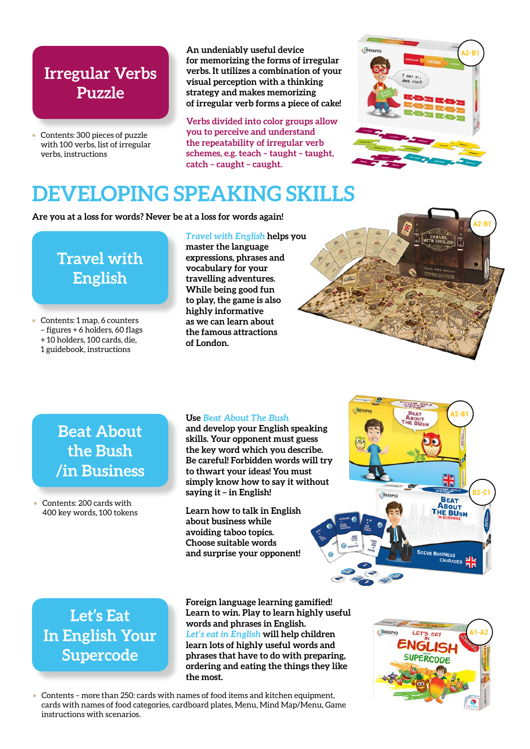## Irregular Verbs Puzzle

- Contents: 300 pieces of puzzle with 100 verbs, list of irregular verbs, instructions

**An undeniably useful device for memorizing the forms of irregular verbs. It utilizes a combination of your visual perception with a thinking strategy and makes memorizing of irregular verb forms a piece of cake!**

**Verbs divided into color groups allow you to perceive and understand the repeatability of irregular verb schemes, e.g. teach – taught – taught, catch – caught – caught.**

A2-B1

# DEVELOPING SPEAKING SKILLS

**Are you at a loss for words? Never be at a loss for words again!**

## Travel with English

- Contents: 1 map, 6 counters – figures + 6 holders, 60 flags + 10 holders, 100 cards, die, 1 guidebook, instructions

***Travel with English* helps you master the language expressions, phrases and vocabulary for your travelling adventures. While being good fun to play, the game is also highly informative as we can learn about the famous attractions of London.**

A2-B1

## Beat About the Bush /in Business

- Contents: 200 cards with 400 key words, 100 tokens

**Use *Beat About The Bush* and develop your English speaking skills. Your opponent must guess the key word which you describe. Be careful! Forbidden words will try to thwart your ideas! You must simply know how to say it without saying it – in English!**

**Learn how to talk in English about business while avoiding taboo topics. Choose suitable words and surprise your opponent!**

A2-B1

B2-C1

## Let's Eat In English Your Supercode

**Foreign language learning gamified! Learn to win. Play to learn highly useful words and phrases in English. *Let's eat in English* will help children learn lots of highly useful words and phrases that have to do with preparing, ordering and eating the things they like the most.**

A1-A2

- Contents – more than 250: cards with names of food items and kitchen equipment, cards with names of food categories, cardboard plates, Menu, Mind Map/Menu, Game instructions with scenarios.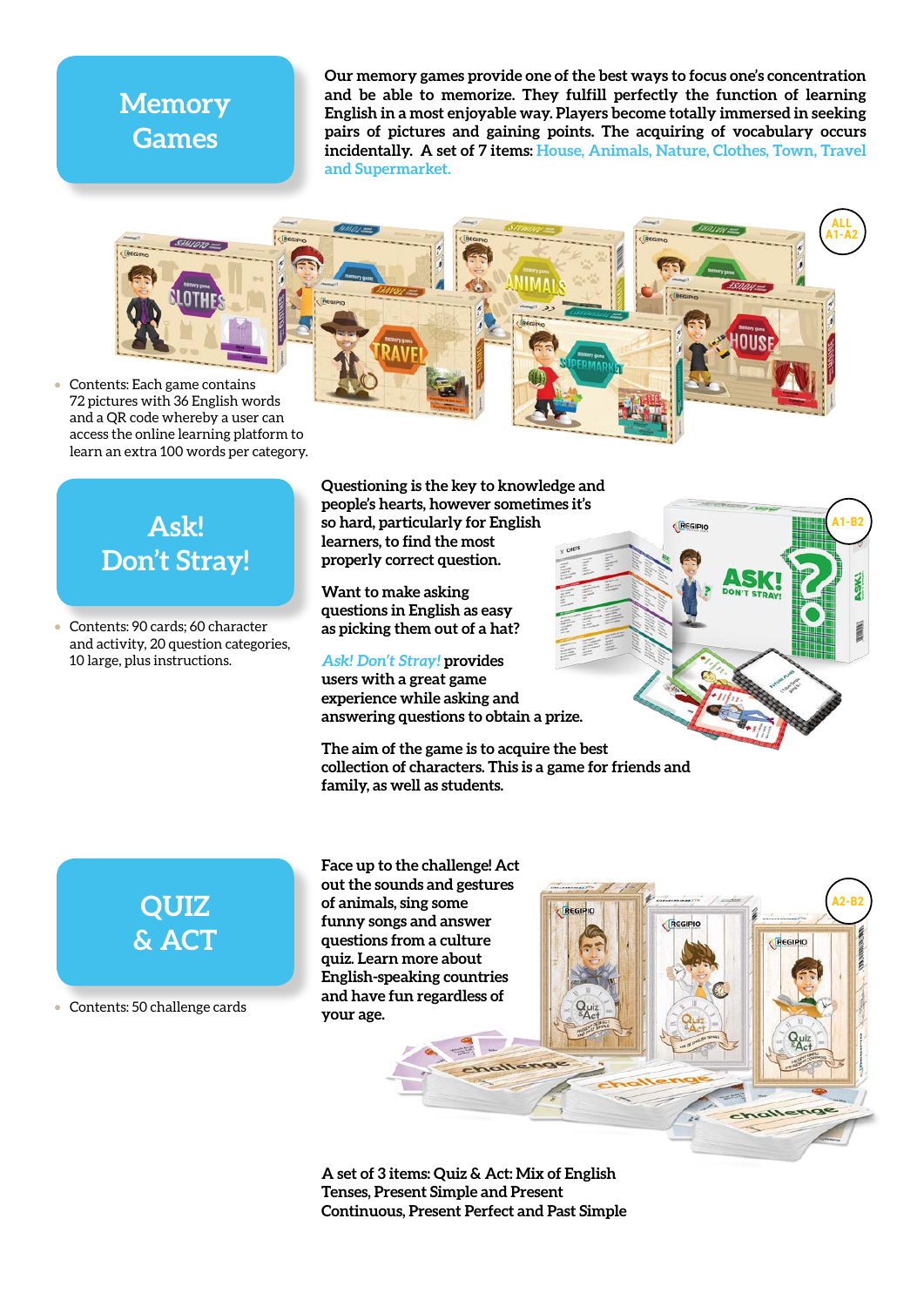## Memory Games

**Our memory games provide one of the best ways to focus one's concentration and be able to memorize. They fulfill perfectly the function of learning English in a most enjoyable way. Players become totally immersed in seeking pairs of pictures and gaining points. The acquiring of vocabulary occurs incidentally. A set of 7 items: House, Animals, Nature, Clothes, Town, Travel and Supermarket.**

ALL A1-A2

- Contents: Each game contains 72 pictures with 36 English words and a QR code whereby a user can access the online learning platform to learn an extra 100 words per category.

## Ask! Don't Stray!

A1-B2

- Contents: 90 cards; 60 character and activity, 20 question categories, 10 large, plus instructions.

**Questioning is the key to knowledge and people's hearts, however sometimes it's so hard, particularly for English learners, to find the most properly correct question.**

**Want to make asking questions in English as easy as picking them out of a hat?**

***Ask! Don't Stray!* provides users with a great game experience while asking and answering questions to obtain a prize.**

**The aim of the game is to acquire the best collection of characters. This is a game for friends and family, as well as students.**

## QUIZ & ACT

A2-B2

- Contents: 50 challenge cards

**Face up to the challenge! Act out the sounds and gestures of animals, sing some funny songs and answer questions from a culture quiz. Learn more about English-speaking countries and have fun regardless of your age.**

**A set of 3 items: Quiz & Act: Mix of English Tenses, Present Simple and Present Continuous, Present Perfect and Past Simple**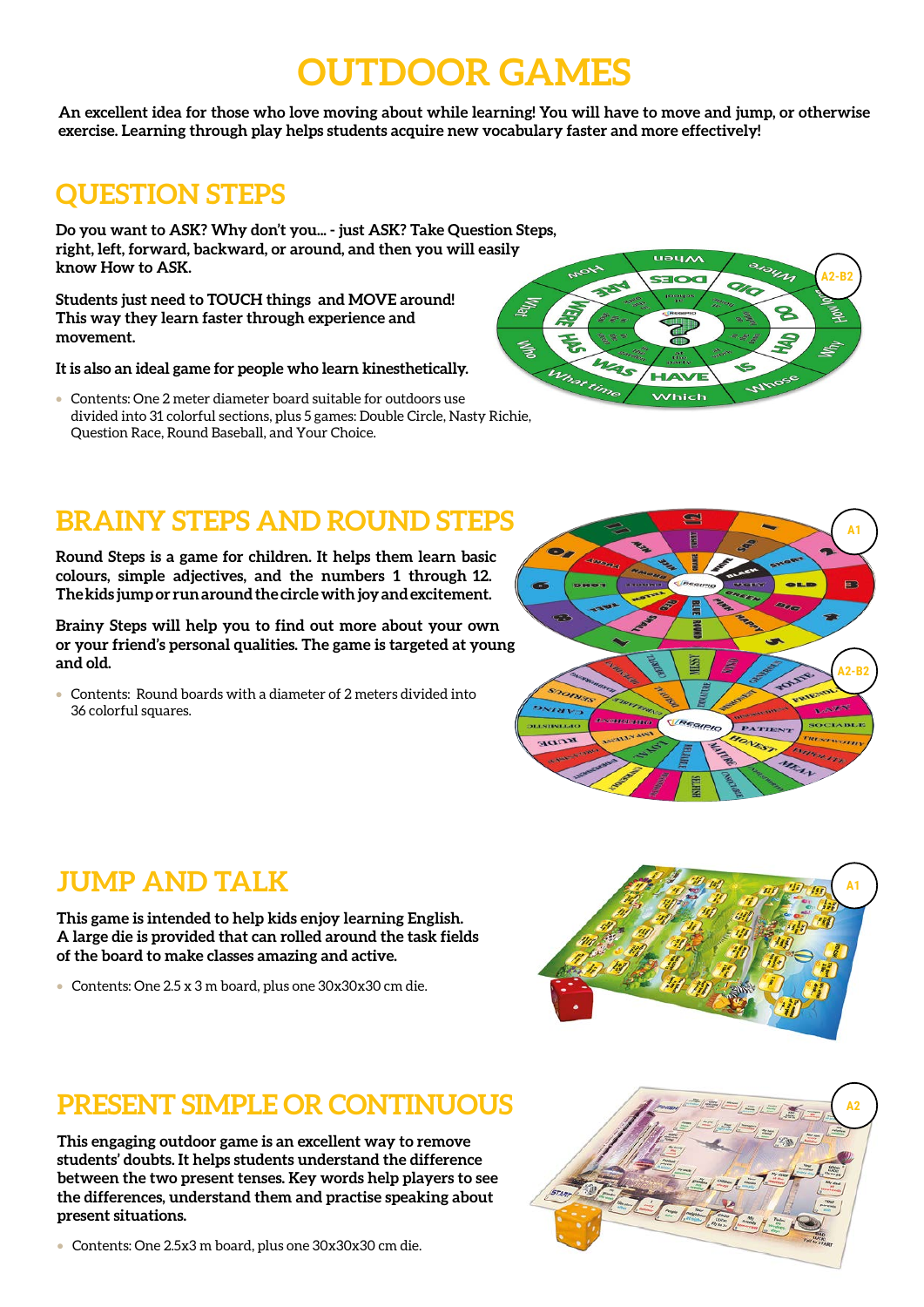# OUTDOOR GAMES

**An excellent idea for those who love moving about while learning! You will have to move and jump, or otherwise exercise. Learning through play helps students acquire new vocabulary faster and more effectively!**

## QUESTION STEPS

**Do you want to ASK? Why don't you... - just ASK? Take Question Steps, right, left, forward, backward, or around, and then you will easily know How to ASK.**

**Students just need to TOUCH things and MOVE around! This way they learn faster through experience and movement.**

**It is also an ideal game for people who learn kinesthetically.**

- Contents: One 2 meter diameter board suitable for outdoors use divided into 31 colorful sections, plus 5 games: Double Circle, Nasty Richie, Question Race, Round Baseball, and Your Choice.

A2-B2

## BRAINY STEPS AND ROUND STEPS

**Round Steps is a game for children. It helps them learn basic colours, simple adjectives, and the numbers 1 through 12. The kids jump or run around the circle with joy and excitement.**

**Brainy Steps will help you to find out more about your own or your friend's personal qualities. The game is targeted at young and old.**

- Contents: Round boards with a diameter of 2 meters divided into 36 colorful squares.

A1

A2-B2

## JUMP AND TALK

**This game is intended to help kids enjoy learning English. A large die is provided that can rolled around the task fields of the board to make classes amazing and active.**

- Contents: One 2.5 x 3 m board, plus one 30x30x30 cm die.

A1

## PRESENT SIMPLE OR CONTINUOUS

**This engaging outdoor game is an excellent way to remove students' doubts. It helps students understand the difference between the two present tenses. Key words help players to see the differences, understand them and practise speaking about present situations.**

- Contents: One 2.5x3 m board, plus one 30x30x30 cm die.

A2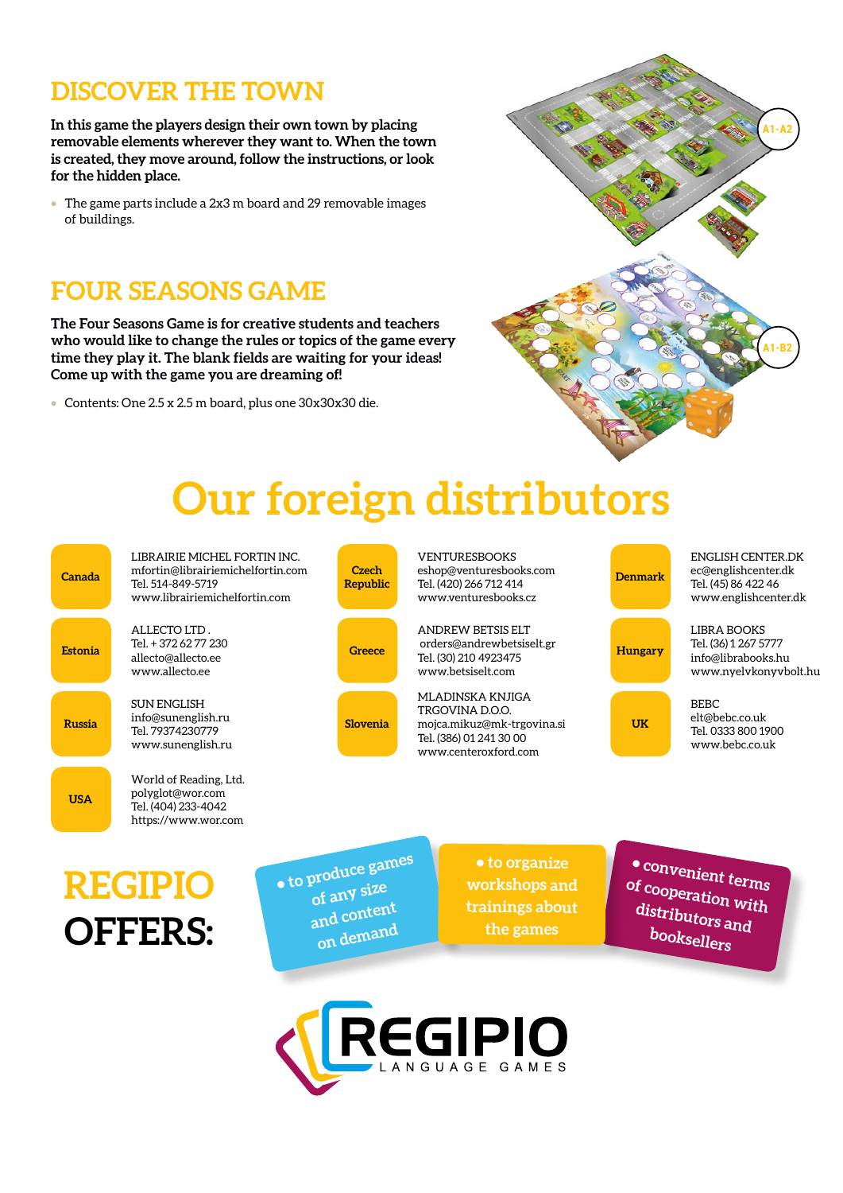## DISCOVER THE TOWN

**In this game the players design their own town by placing removable elements wherever they want to. When the town is created, they move around, follow the instructions, or look for the hidden place.**

- The game parts include a 2x3 m board and 29 removable images of buildings.

A1-A2

## FOUR SEASONS GAME

**The Four Seasons Game is for creative students and teachers who would like to change the rules or topics of the game every time they play it. The blank fields are waiting for your ideas! Come up with the game you are dreaming of!**

- Contents: One 2.5 x 2.5 m board, plus one 30x30x30 die.

A1-B2

# Our foreign distributors

**Canada**
LIBRAIRIE MICHEL FORTIN INC.
mfortin@librairiemichelfortin.com
Tel. 514-849-5719
www.librairiemichelfortin.com

**Czech Republic**
VENTURESBOOKS
eshop@venturesbooks.com
Tel. (420) 266 712 414
www.venturesbooks.cz

**Denmark**
ENGLISH CENTER.DK
ec@englishcenter.dk
Tel. (45) 86 422 46
www.englishcenter.dk

**Estonia**
ALLECTO LTD .
Tel. + 372 62 77 230
allecto@allecto.ee
www.allecto.ee

**Greece**
ANDREW BETSIS ELT
orders@andrewbetsiselt.gr
Tel. (30) 210 4923475
www.betsiselt.com

**Hungary**
LIBRA BOOKS
Tel. (36) 1 267 5777
info@librabooks.hu
www.nyelvkonyvbolt.hu

**Russia**
SUN ENGLISH
info@sunenglish.ru
Tel. 79374230779
www.sunenglish.ru

**Slovenia**
MLADINSKA KNJIGA TRGOVINA D.O.O.
mojca.mikuz@mk-trgovina.si
Tel. (386) 01 241 30 00
www.centeroxford.com

**UK**
BEBC
elt@bebc.co.uk
Tel. 0333 800 1900
www.bebc.co.uk

**USA**
World of Reading, Ltd.
polyglot@wor.com
Tel. (404) 233-4042
https://www.wor.com

## REGIPIO OFFERS:

- to produce games of any size and content on demand
- to organize workshops and trainings about the games
- convenient terms of cooperation with distributors and booksellers

REGIPIO
LANGUAGE GAMES